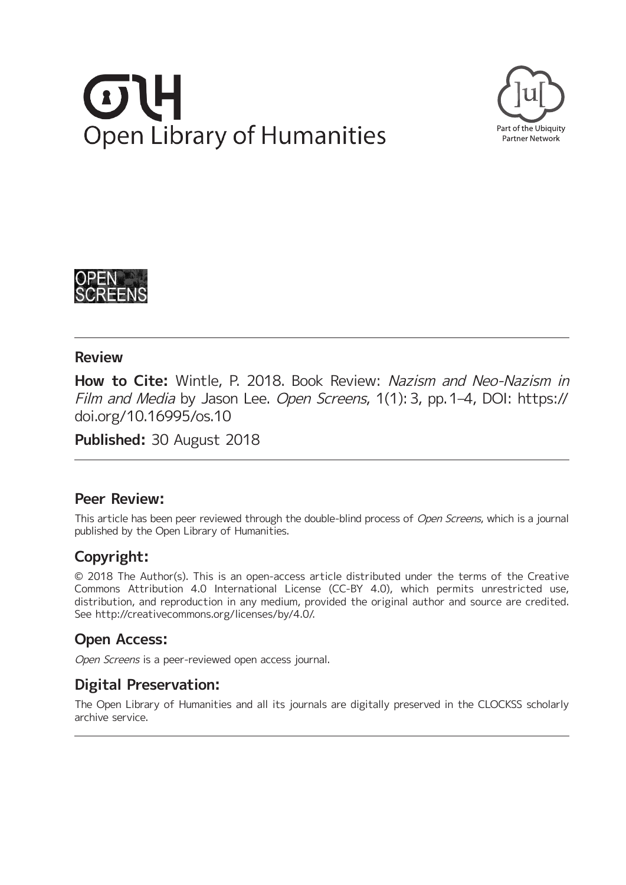Open Library of Humanities

Part of the Ubiquity Partner Network

OPEN SCREENS

## Review

**How to Cite:** Wintle, P. 2018. Book Review: *Nazism and Neo-Nazism in Film and Media* by Jason Lee. *Open Screens*, 1(1): 3, pp. 1–4, DOI: https://doi.org/10.16995/os.10

**Published:** 30 August 2018

## Peer Review:

This article has been peer reviewed through the double-blind process of *Open Screens*, which is a journal published by the Open Library of Humanities.

## Copyright:

© 2018 The Author(s). This is an open-access article distributed under the terms of the Creative Commons Attribution 4.0 International License (CC-BY 4.0), which permits unrestricted use, distribution, and reproduction in any medium, provided the original author and source are credited. See http://creativecommons.org/licenses/by/4.0/.

## Open Access:

*Open Screens* is a peer-reviewed open access journal.

## Digital Preservation:

The Open Library of Humanities and all its journals are digitally preserved in the CLOCKSS scholarly archive service.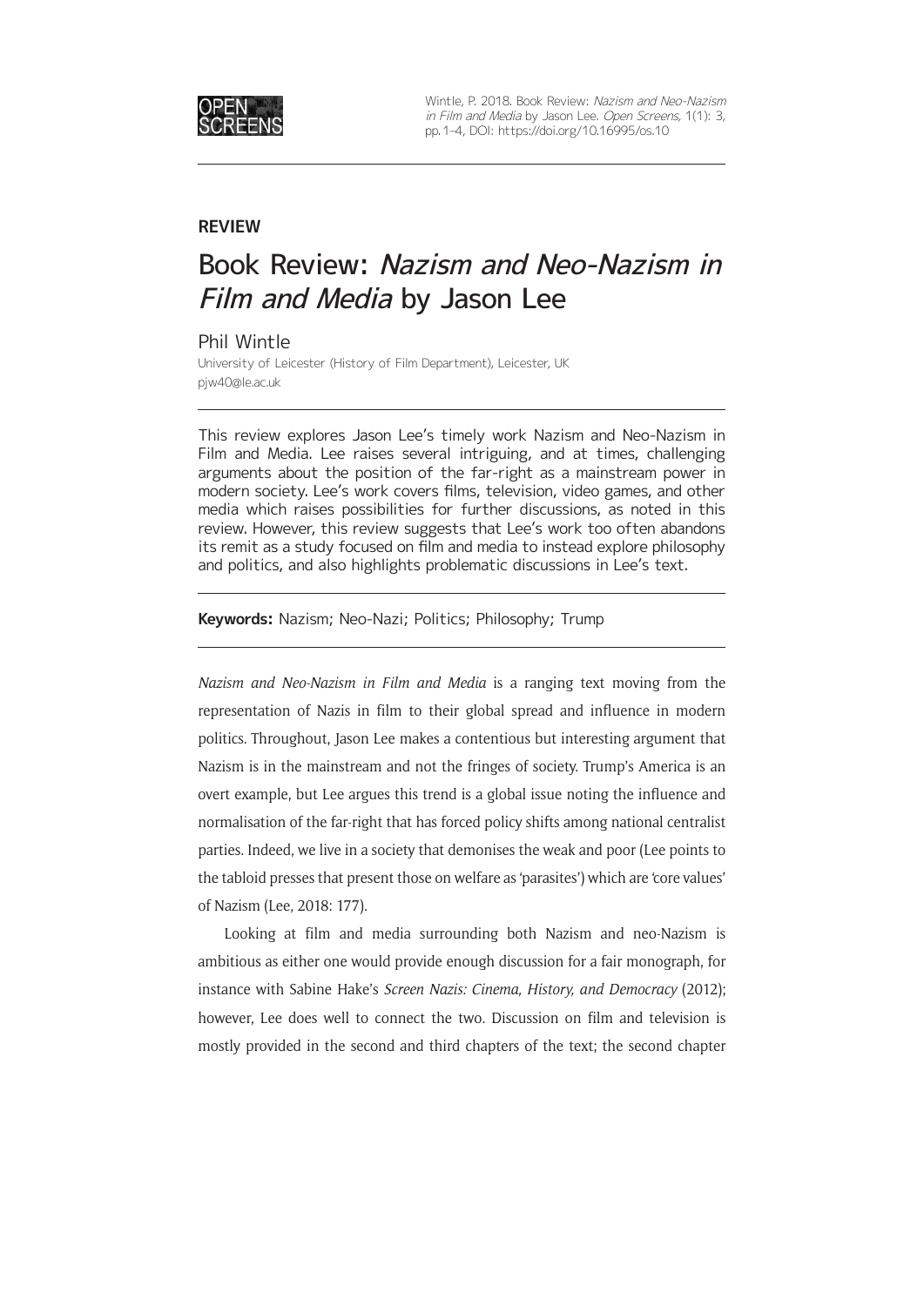**REVIEW**

# Book Review: *Nazism and Neo-Nazism in Film and Media* by Jason Lee

Phil Wintle

University of Leicester (History of Film Department), Leicester, UK

pjw40@le.ac.uk

This review explores Jason Lee's timely work Nazism and Neo-Nazism in Film and Media. Lee raises several intriguing, and at times, challenging arguments about the position of the far-right as a mainstream power in modern society. Lee's work covers films, television, video games, and other media which raises possibilities for further discussions, as noted in this review. However, this review suggests that Lee's work too often abandons its remit as a study focused on film and media to instead explore philosophy and politics, and also highlights problematic discussions in Lee's text.

**Keywords:** Nazism; Neo-Nazi; Politics; Philosophy; Trump

*Nazism and Neo-Nazism in Film and Media* is a ranging text moving from the representation of Nazis in film to their global spread and influence in modern politics. Throughout, Jason Lee makes a contentious but interesting argument that Nazism is in the mainstream and not the fringes of society. Trump's America is an overt example, but Lee argues this trend is a global issue noting the influence and normalisation of the far-right that has forced policy shifts among national centralist parties. Indeed, we live in a society that demonises the weak and poor (Lee points to the tabloid presses that present those on welfare as 'parasites') which are 'core values' of Nazism (Lee, 2018: 177).

Looking at film and media surrounding both Nazism and neo-Nazism is ambitious as either one would provide enough discussion for a fair monograph, for instance with Sabine Hake's *Screen Nazis: Cinema, History, and Democracy* (2012); however, Lee does well to connect the two. Discussion on film and television is mostly provided in the second and third chapters of the text; the second chapter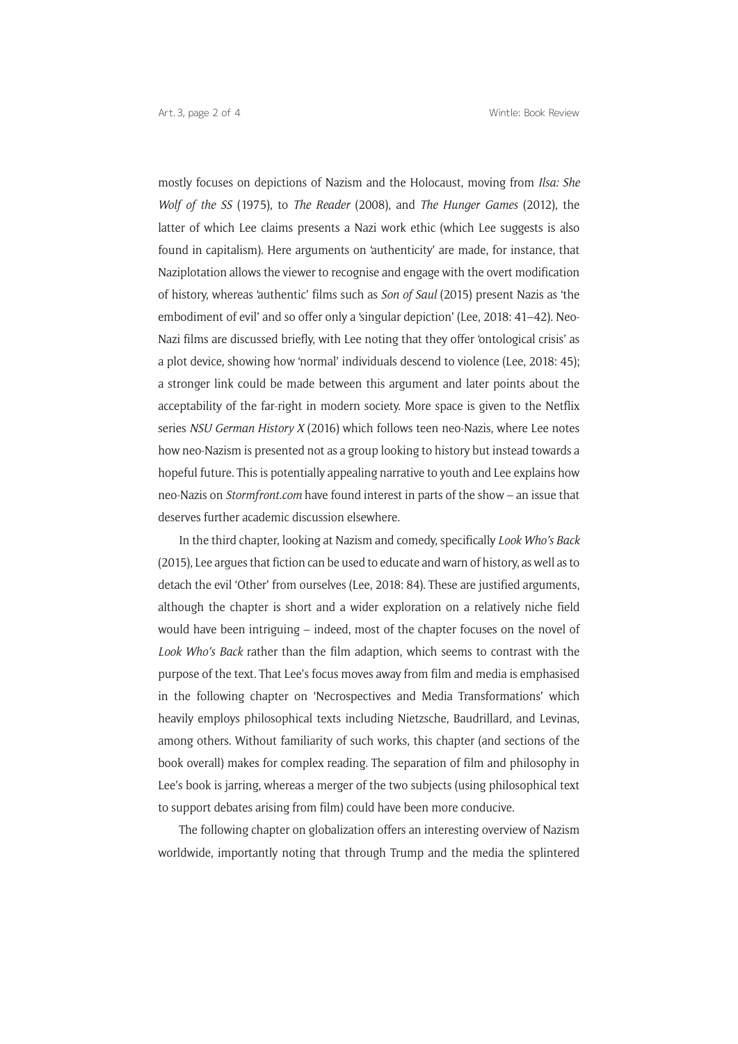mostly focuses on depictions of Nazism and the Holocaust, moving from *Ilsa: She Wolf of the SS* (1975), to *The Reader* (2008), and *The Hunger Games* (2012), the latter of which Lee claims presents a Nazi work ethic (which Lee suggests is also found in capitalism). Here arguments on 'authenticity' are made, for instance, that Naziplotation allows the viewer to recognise and engage with the overt modification of history, whereas 'authentic' films such as *Son of Saul* (2015) present Nazis as 'the embodiment of evil' and so offer only a 'singular depiction' (Lee, 2018: 41–42). Neo-Nazi films are discussed briefly, with Lee noting that they offer 'ontological crisis' as a plot device, showing how 'normal' individuals descend to violence (Lee, 2018: 45); a stronger link could be made between this argument and later points about the acceptability of the far-right in modern society. More space is given to the Netflix series *NSU German History X* (2016) which follows teen neo-Nazis, where Lee notes how neo-Nazism is presented not as a group looking to history but instead towards a hopeful future. This is potentially appealing narrative to youth and Lee explains how neo-Nazis on *Stormfront.com* have found interest in parts of the show – an issue that deserves further academic discussion elsewhere.

In the third chapter, looking at Nazism and comedy, specifically *Look Who's Back* (2015), Lee argues that fiction can be used to educate and warn of history, as well as to detach the evil 'Other' from ourselves (Lee, 2018: 84). These are justified arguments, although the chapter is short and a wider exploration on a relatively niche field would have been intriguing – indeed, most of the chapter focuses on the novel of *Look Who's Back* rather than the film adaption, which seems to contrast with the purpose of the text. That Lee's focus moves away from film and media is emphasised in the following chapter on 'Necrospectives and Media Transformations' which heavily employs philosophical texts including Nietzsche, Baudrillard, and Levinas, among others. Without familiarity of such works, this chapter (and sections of the book overall) makes for complex reading. The separation of film and philosophy in Lee's book is jarring, whereas a merger of the two subjects (using philosophical text to support debates arising from film) could have been more conducive.

The following chapter on globalization offers an interesting overview of Nazism worldwide, importantly noting that through Trump and the media the splintered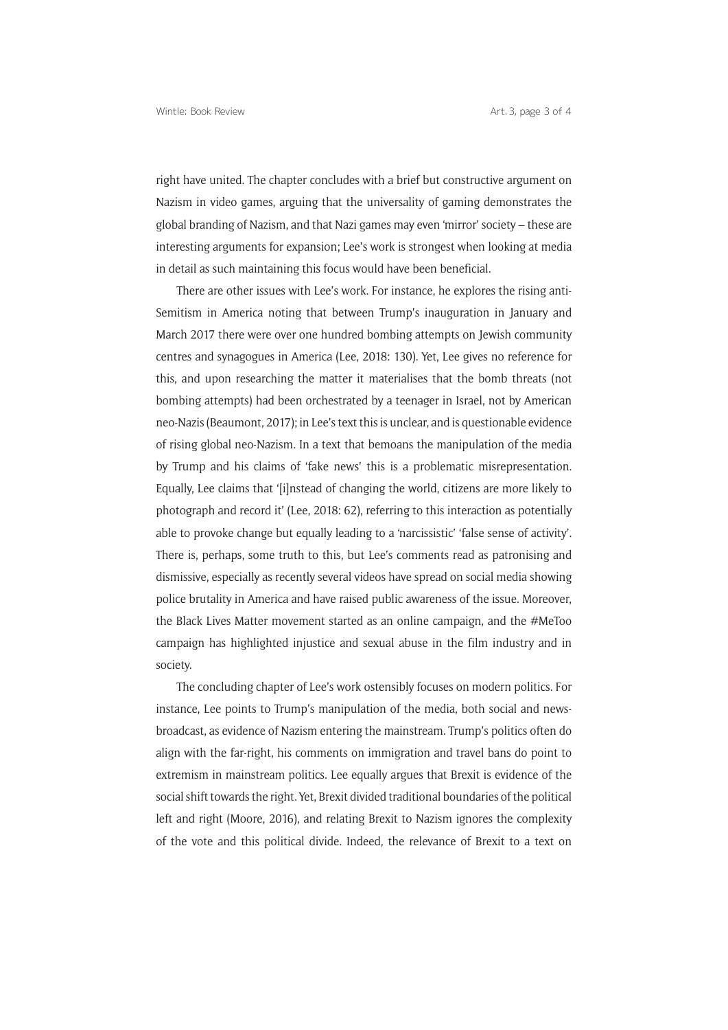right have united. The chapter concludes with a brief but constructive argument on Nazism in video games, arguing that the universality of gaming demonstrates the global branding of Nazism, and that Nazi games may even 'mirror' society – these are interesting arguments for expansion; Lee's work is strongest when looking at media in detail as such maintaining this focus would have been beneficial.

There are other issues with Lee's work. For instance, he explores the rising anti-Semitism in America noting that between Trump's inauguration in January and March 2017 there were over one hundred bombing attempts on Jewish community centres and synagogues in America (Lee, 2018: 130). Yet, Lee gives no reference for this, and upon researching the matter it materialises that the bomb threats (not bombing attempts) had been orchestrated by a teenager in Israel, not by American neo-Nazis (Beaumont, 2017); in Lee's text this is unclear, and is questionable evidence of rising global neo-Nazism. In a text that bemoans the manipulation of the media by Trump and his claims of 'fake news' this is a problematic misrepresentation. Equally, Lee claims that '[i]nstead of changing the world, citizens are more likely to photograph and record it' (Lee, 2018: 62), referring to this interaction as potentially able to provoke change but equally leading to a 'narcissistic' 'false sense of activity'. There is, perhaps, some truth to this, but Lee's comments read as patronising and dismissive, especially as recently several videos have spread on social media showing police brutality in America and have raised public awareness of the issue. Moreover, the Black Lives Matter movement started as an online campaign, and the #MeToo campaign has highlighted injustice and sexual abuse in the film industry and in society.

The concluding chapter of Lee's work ostensibly focuses on modern politics. For instance, Lee points to Trump's manipulation of the media, both social and news-broadcast, as evidence of Nazism entering the mainstream. Trump's politics often do align with the far-right, his comments on immigration and travel bans do point to extremism in mainstream politics. Lee equally argues that Brexit is evidence of the social shift towards the right. Yet, Brexit divided traditional boundaries of the political left and right (Moore, 2016), and relating Brexit to Nazism ignores the complexity of the vote and this political divide. Indeed, the relevance of Brexit to a text on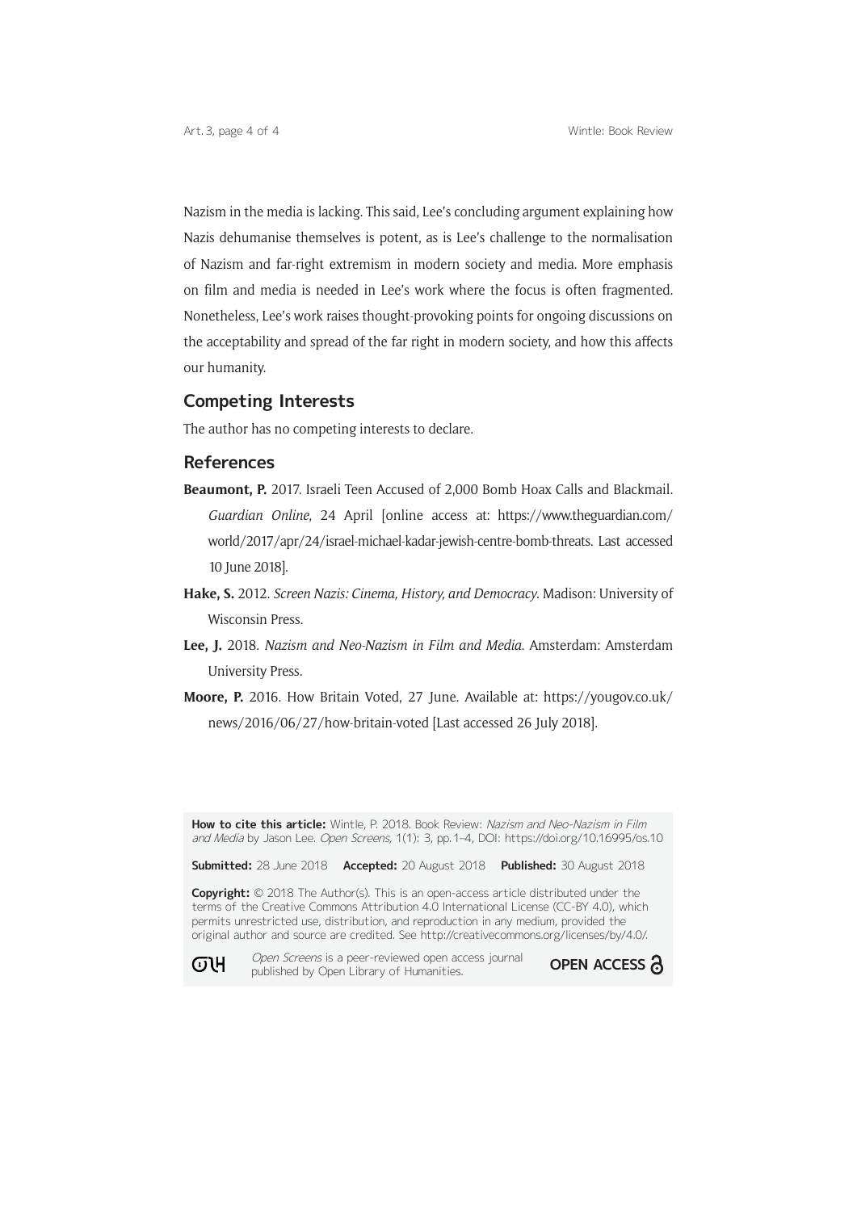Nazism in the media is lacking. This said, Lee's concluding argument explaining how Nazis dehumanise themselves is potent, as is Lee's challenge to the normalisation of Nazism and far-right extremism in modern society and media. More emphasis on film and media is needed in Lee's work where the focus is often fragmented. Nonetheless, Lee's work raises thought-provoking points for ongoing discussions on the acceptability and spread of the far right in modern society, and how this affects our humanity.

## Competing Interests

The author has no competing interests to declare.

## References

**Beaumont, P.** 2017. Israeli Teen Accused of 2,000 Bomb Hoax Calls and Blackmail. *Guardian Online*, 24 April [online access at: https://www.theguardian.com/world/2017/apr/24/israel-michael-kadar-jewish-centre-bomb-threats. Last accessed 10 June 2018].

**Hake, S.** 2012. *Screen Nazis: Cinema, History, and Democracy*. Madison: University of Wisconsin Press.

**Lee, J.** 2018. *Nazism and Neo-Nazism in Film and Media*. Amsterdam: Amsterdam University Press.

**Moore, P.** 2016. How Britain Voted, 27 June. Available at: https://yougov.co.uk/news/2016/06/27/how-britain-voted [Last accessed 26 July 2018].

**How to cite this article:** Wintle, P. 2018. Book Review: *Nazism and Neo-Nazism in Film and Media* by Jason Lee. *Open Screens*, 1(1): 3, pp. 1–4, DOI: https://doi.org/10.16995/os.10

**Submitted:** 28 June 2018 **Accepted:** 20 August 2018 **Published:** 30 August 2018

**Copyright:** © 2018 The Author(s). This is an open-access article distributed under the terms of the Creative Commons Attribution 4.0 International License (CC-BY 4.0), which permits unrestricted use, distribution, and reproduction in any medium, provided the original author and source are credited. See http://creativecommons.org/licenses/by/4.0/.

*Open Screens* is a peer-reviewed open access journal published by Open Library of Humanities.

OPEN ACCESS